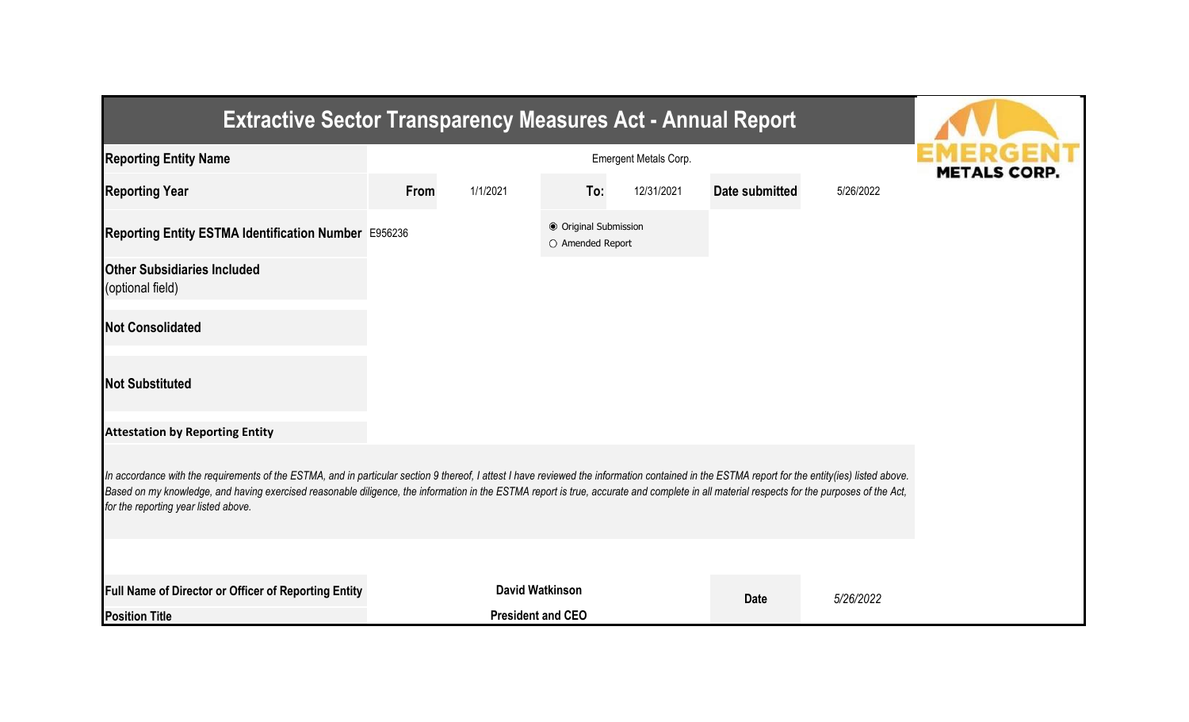# Extractive Sector Transparency Measures Act - Annual Report

| | | | | | | |
|---|---|---|---|---|---|---|
| **Reporting Entity Name** | | | Emergent Metals Corp. | | | |
| **Reporting Year** | **From** | 1/1/2021 | **To:** | 12/31/2021 | **Date submitted** | 5/26/2022 |
| **Reporting Entity ESTMA Identification Number** | E956236 | | ◉ Original Submission ○ Amended Report | | | |
| **Other Subsidiaries Included** (optional field) | | | | | | |
| **Not Consolidated** | | | | | | |
| **Not Substituted** | | | | | | |

**Attestation by Reporting Entity**

*In accordance with the requirements of the ESTMA, and in particular section 9 thereof, I attest I have reviewed the information contained in the ESTMA report for the entity(ies) listed above. Based on my knowledge, and having exercised reasonable diligence, the information in the ESTMA report is true, accurate and complete in all material respects for the purposes of the Act, for the reporting year listed above.*

| | | | |
|---|---|---|---|
| **Full Name of Director or Officer of Reporting Entity** | **David Watkinson** | **Date** | *5/26/2022* |
| **Position Title** | **President and CEO** | | |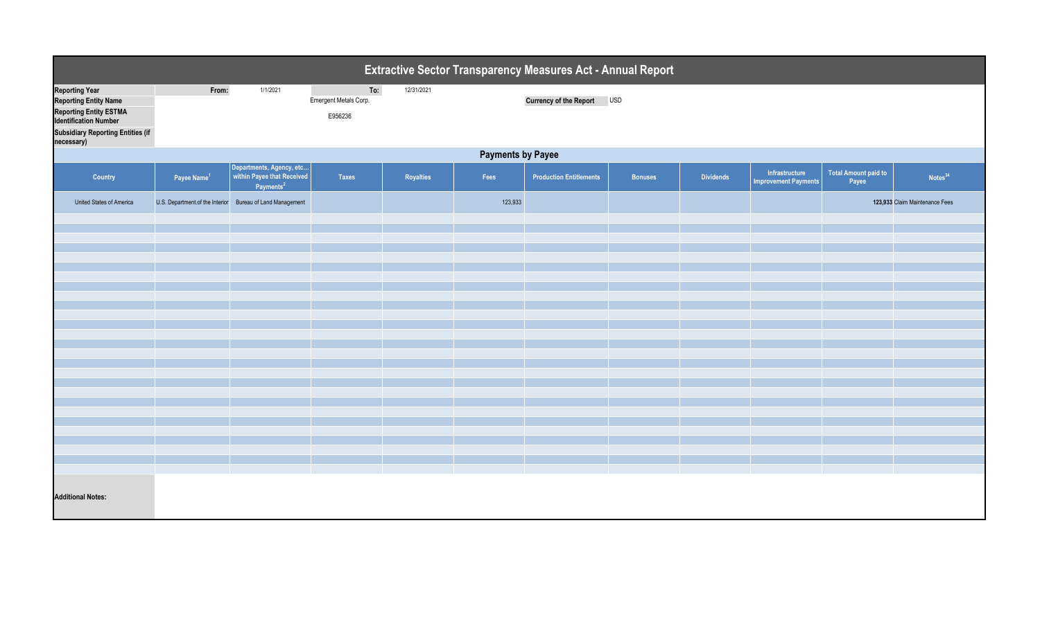# Extractive Sector Transparency Measures Act - Annual Report

| | | | | |
|---|---|---|---|---|
| **Reporting Year** | From: | 1/1/2021 | To: | 12/31/2021 |
| **Reporting Entity Name** | | Emergent Metals Corp. | | |
| **Reporting Entity ESTMA Identification Number** | | E956236 | | |
| **Subsidiary Reporting Entities (if necessary)** | | | | |

**Currency of the Report** USD

## Payments by Payee

| Country | Payee Name[1] | Departments, Agency, etc... within Payee that Received Payments[2] | Taxes | Royalties | Fees | Production Entitlements | Bonuses | Dividends | Infrastructure Improvement Payments | Total Amount paid to Payee | Notes[34] |
|---|---|---|---|---|---|---|---|---|---|---|---|
| United States of America | U.S. Department.of the Interior | Bureau of Land Management | | | 123,933 | | | | | 123,933 | Claim Maintenance Fees |

**Additional Notes:**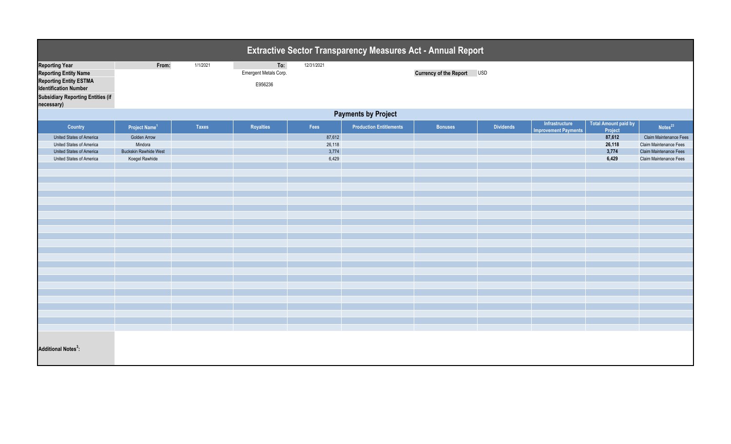# Extractive Sector Transparency Measures Act - Annual Report

| | | | | | |
|---|---|---|---|---|---|
| **Reporting Year** | **From:** | 1/1/2021 | **To:** | 12/31/2021 | |
| **Reporting Entity Name** | | | Emergent Metals Corp. | **Currency of the Report** | USD |
| **Reporting Entity ESTMA Identification Number** | | | E956236 | | |
| **Subsidiary Reporting Entities (if necessary)** | | | | | |

## Payments by Project

| Country | Project Name[1] | Taxes | Royalties | Fees | Production Entitlements | Bonuses | Dividends | Infrastructure Improvement Payments | Total Amount paid by Project | Notes[23] |
|---|---|---|---|---|---|---|---|---|---|---|
| United States of America | Golden Arrow | | | 87,612 | | | | | **87,612** | Claim Maintenance Fees |
| United States of America | Mindora | | | 26,118 | | | | | **26,118** | Claim Maintenance Fees |
| United States of America | Buckskin Rawhide West | | | 3,774 | | | | | **3,774** | Claim Maintenance Fees |
| United States of America | Koegel Rawhide | | | 6,429 | | | | | **6,429** | Claim Maintenance Fees |

**Additional Notes[3]:**